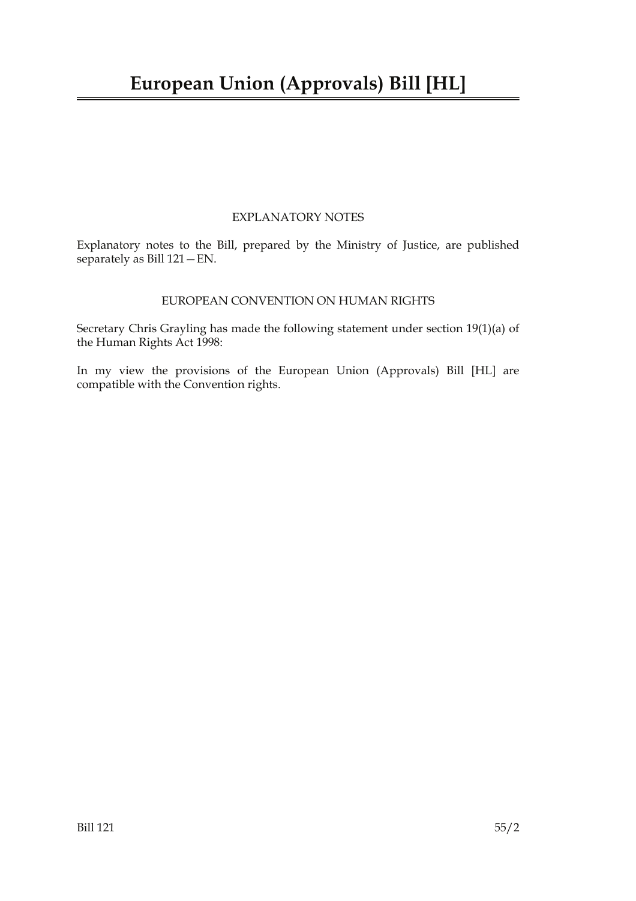# European Union (Approvals) Bill [HL]

## EXPLANATORY NOTES

Explanatory notes to the Bill, prepared by the Ministry of Justice, are published separately as Bill 121—EN.

## EUROPEAN CONVENTION ON HUMAN RIGHTS

Secretary Chris Grayling has made the following statement under section 19(1)(a) of the Human Rights Act 1998:

In my view the provisions of the European Union (Approvals) Bill [HL] are compatible with the Convention rights.

Bill 121 55/2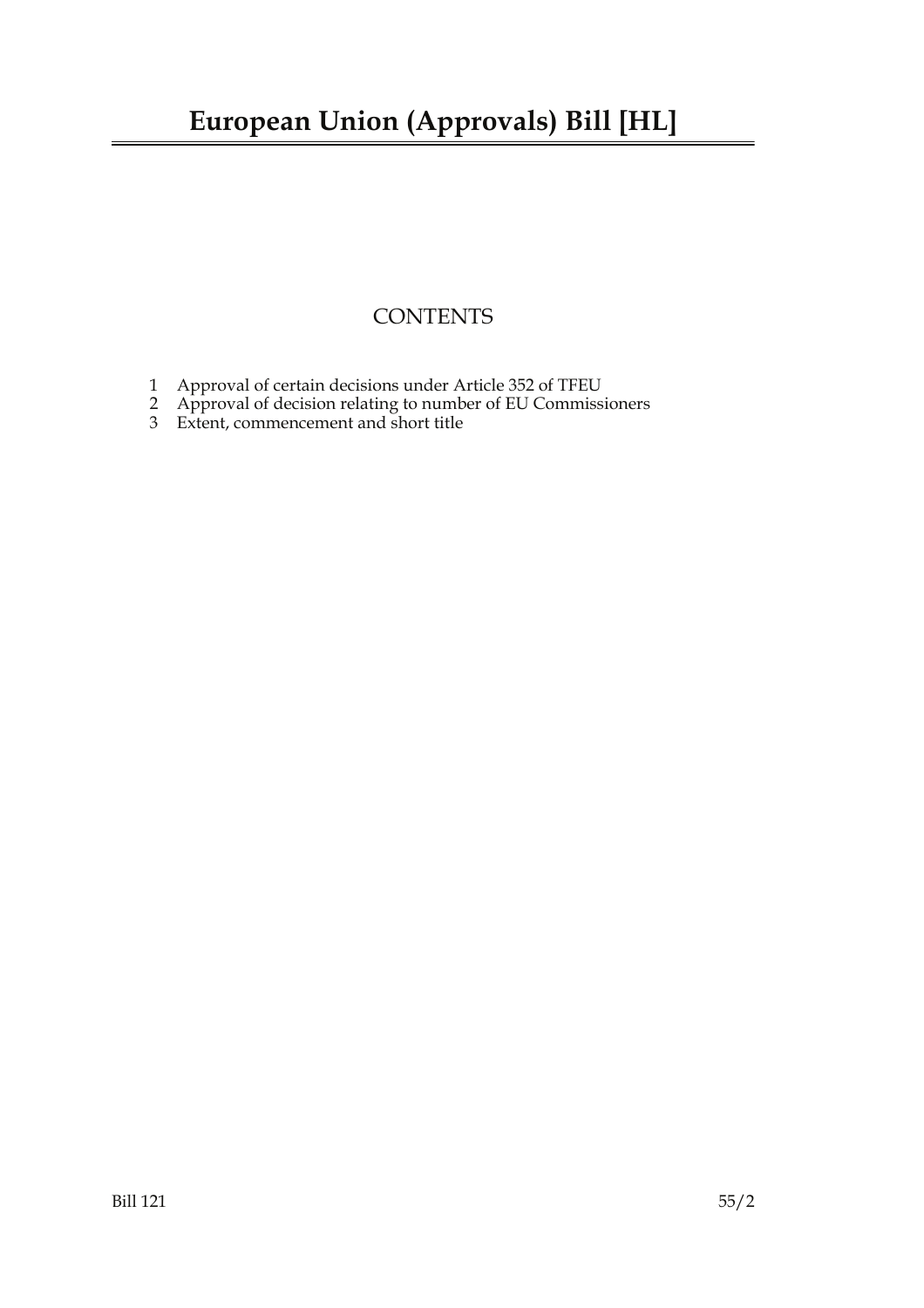# European Union (Approvals) Bill [HL]

## CONTENTS

1 Approval of certain decisions under Article 352 of TFEU
2 Approval of decision relating to number of EU Commissioners
3 Extent, commencement and short title

Bill 121 55/2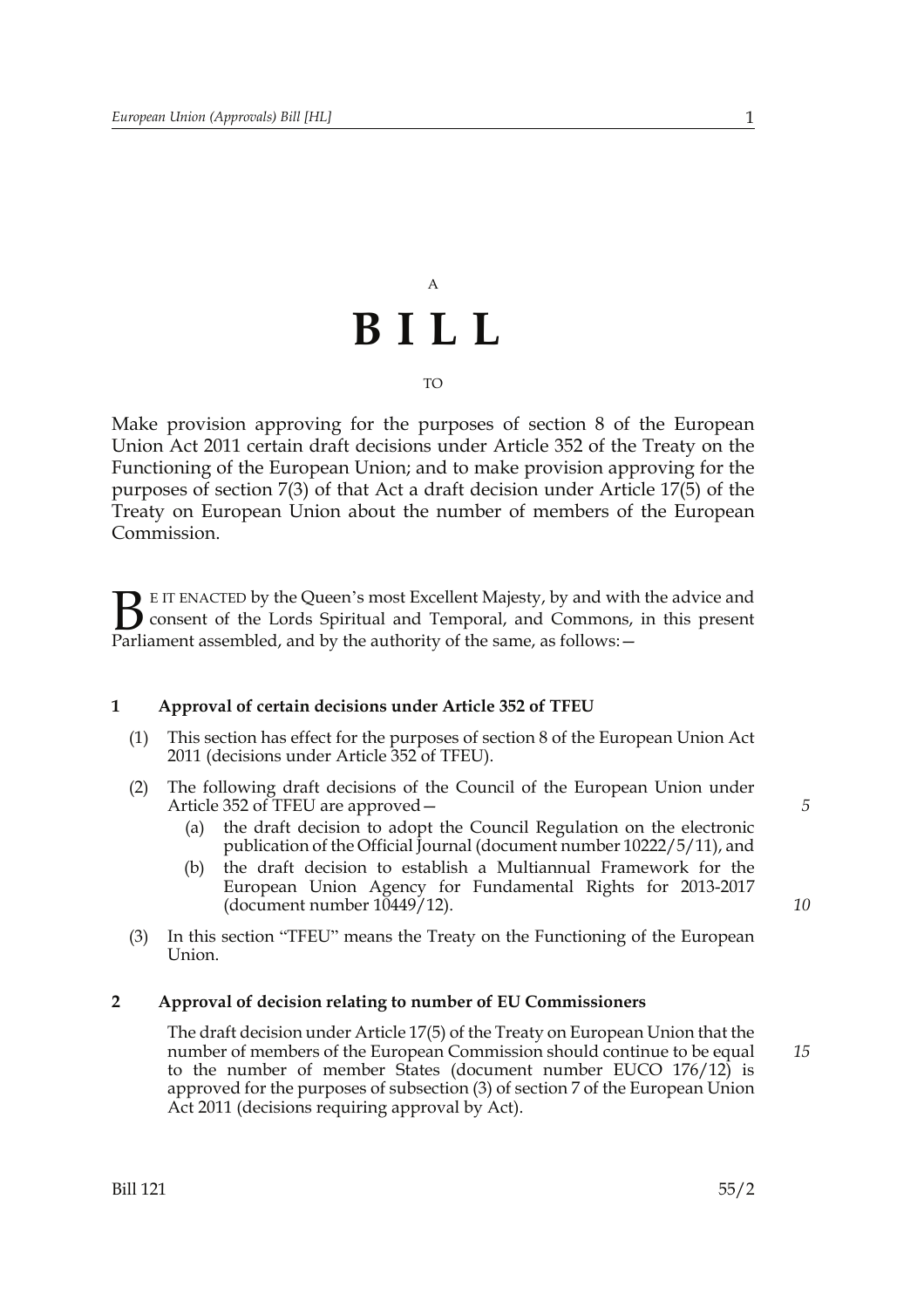A

# BILL

TO

Make provision approving for the purposes of section 8 of the European Union Act 2011 certain draft decisions under Article 352 of the Treaty on the Functioning of the European Union; and to make provision approving for the purposes of section 7(3) of that Act a draft decision under Article 17(5) of the Treaty on European Union about the number of members of the European Commission.

BE IT ENACTED by the Queen's most Excellent Majesty, by and with the advice and consent of the Lords Spiritual and Temporal, and Commons, in this present Parliament assembled, and by the authority of the same, as follows:—

### 1 Approval of certain decisions under Article 352 of TFEU

(1) This section has effect for the purposes of section 8 of the European Union Act 2011 (decisions under Article 352 of TFEU).

(2) The following draft decisions of the Council of the European Union under Article 352 of TFEU are approved—

  (a) the draft decision to adopt the Council Regulation on the electronic publication of the Official Journal (document number 10222/5/11), and

  (b) the draft decision to establish a Multiannual Framework for the European Union Agency for Fundamental Rights for 2013-2017 (document number 10449/12).

(3) In this section "TFEU" means the Treaty on the Functioning of the European Union.

### 2 Approval of decision relating to number of EU Commissioners

The draft decision under Article 17(5) of the Treaty on European Union that the number of members of the European Commission should continue to be equal to the number of member States (document number EUCO 176/12) is approved for the purposes of subsection (3) of section 7 of the European Union Act 2011 (decisions requiring approval by Act).

Bill 121 55/2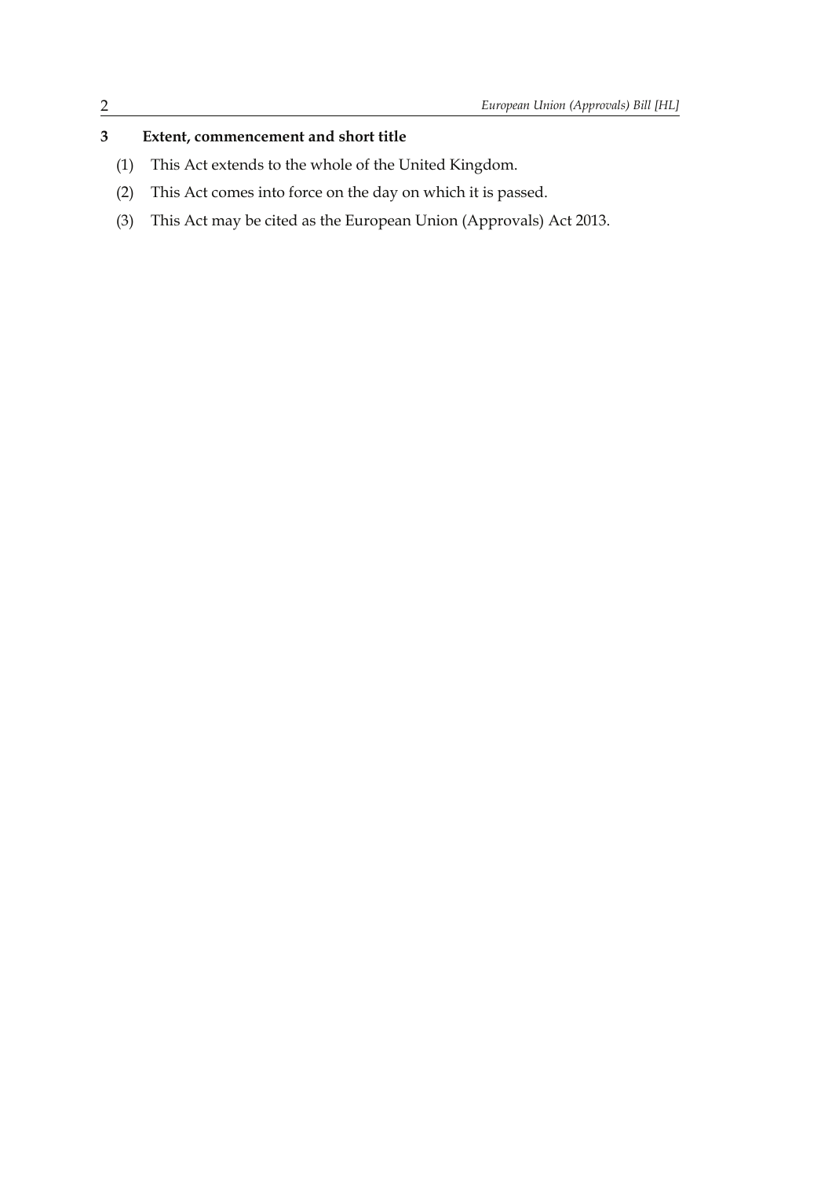### 3 Extent, commencement and short title

(1) This Act extends to the whole of the United Kingdom.

(2) This Act comes into force on the day on which it is passed.

(3) This Act may be cited as the European Union (Approvals) Act 2013.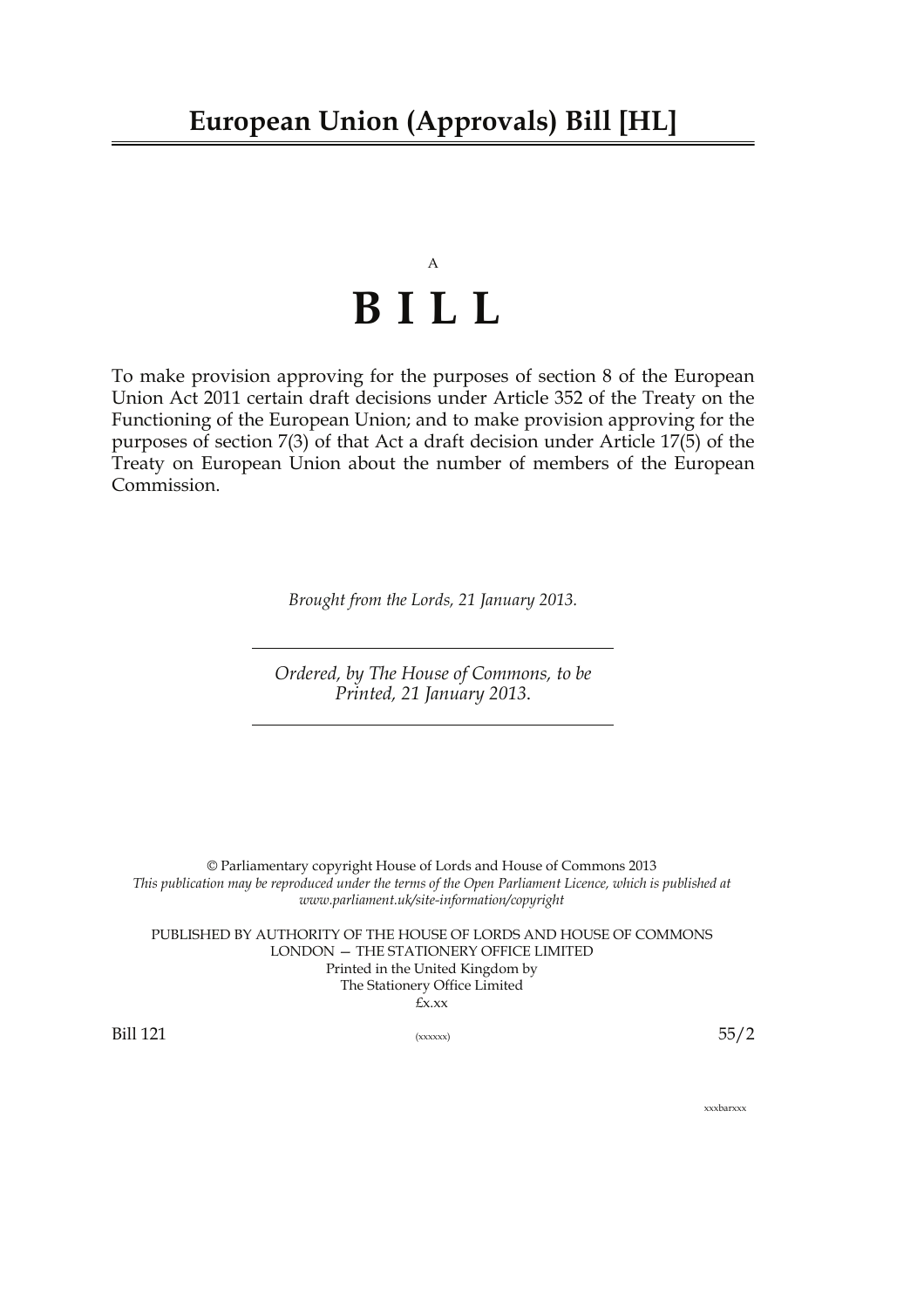# European Union (Approvals) Bill [HL]

A

# B I L L

To make provision approving for the purposes of section 8 of the European Union Act 2011 certain draft decisions under Article 352 of the Treaty on the Functioning of the European Union; and to make provision approving for the purposes of section 7(3) of that Act a draft decision under Article 17(5) of the Treaty on European Union about the number of members of the European Commission.

*Brought from the Lords, 21 January 2013.*

---

*Ordered, by The House of Commons, to be Printed, 21 January 2013.*

---

© Parliamentary copyright House of Lords and House of Commons 2013
*This publication may be reproduced under the terms of the Open Parliament Licence, which is published at www.parliament.uk/site-information/copyright*

PUBLISHED BY AUTHORITY OF THE HOUSE OF LORDS AND HOUSE OF COMMONS
LONDON — THE STATIONERY OFFICE LIMITED
Printed in the United Kingdom by
The Stationery Office Limited
£x.xx

Bill 121 (xxxxxx) 55/2

xxxbarxxx